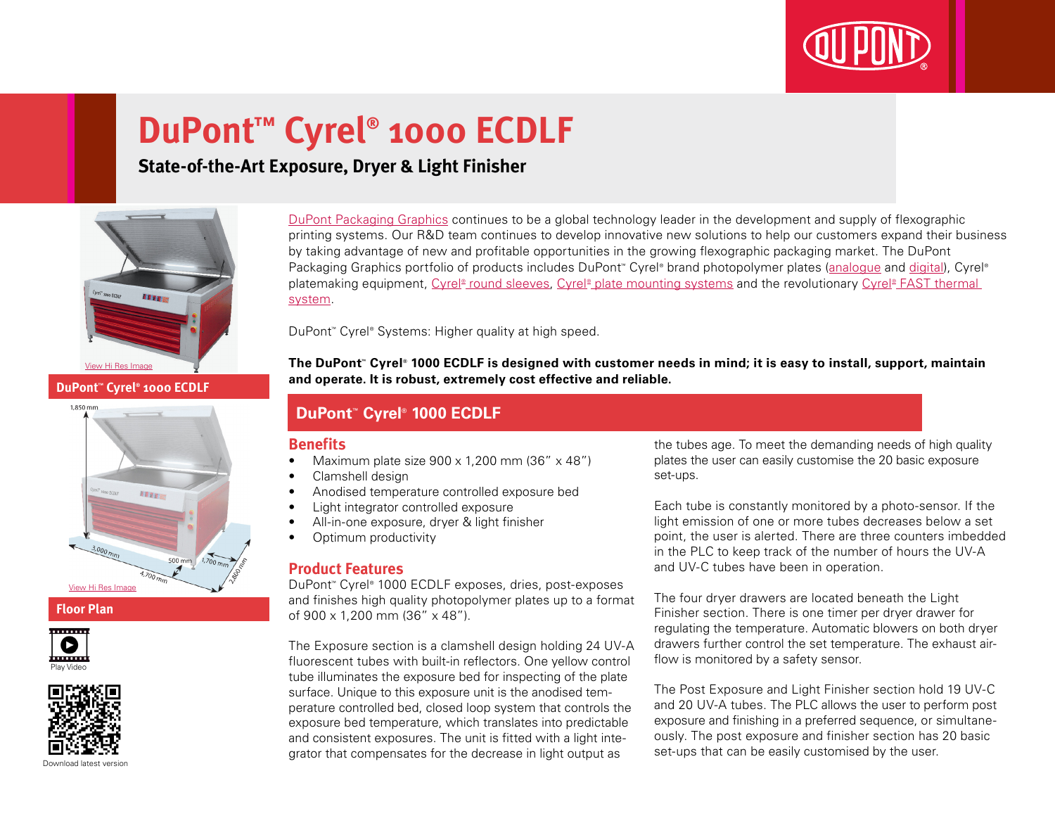# DuPont™ Cyrel® 1000 ECDLF

## State-of-the-Art Exposure, Dryer & Light Finisher

View Hi Res Image

**DuPont™ Cyrel® 1000 ECDLF**

1,850 mm

3,000 mm

500 mm

1,700 mm

4,700 mm

2,800 mm

View Hi Res Image

**Floor Plan**

Play Video

Download latest version

DuPont Packaging Graphics continues to be a global technology leader in the development and supply of flexographic printing systems. Our R&D team continues to develop innovative new solutions to help our customers expand their business by taking advantage of new and profitable opportunities in the growing flexographic packaging market. The DuPont Packaging Graphics portfolio of products includes DuPont™ Cyrel® brand photopolymer plates (analogue and digital), Cyrel® platemaking equipment, Cyrel® round sleeves, Cyrel® plate mounting systems and the revolutionary Cyrel® FAST thermal system.

DuPont™ Cyrel® Systems: Higher quality at high speed.

**The DuPont™ Cyrel® 1000 ECDLF is designed with customer needs in mind; it is easy to install, support, maintain and operate. It is robust, extremely cost effective and reliable.**

## DuPont™ Cyrel® 1000 ECDLF

### Benefits

- Maximum plate size 900 x 1,200 mm (36" x 48")
- Clamshell design
- Anodised temperature controlled exposure bed
- Light integrator controlled exposure
- All-in-one exposure, dryer & light finisher
- Optimum productivity

### Product Features

DuPont™ Cyrel® 1000 ECDLF exposes, dries, post-exposes and finishes high quality photopolymer plates up to a format of 900 x 1,200 mm (36" x 48").

The Exposure section is a clamshell design holding 24 UV-A fluorescent tubes with built-in reflectors. One yellow control tube illuminates the exposure bed for inspecting of the plate surface. Unique to this exposure unit is the anodised temperature controlled bed, closed loop system that controls the exposure bed temperature, which translates into predictable and consistent exposures. The unit is fitted with a light integrator that compensates for the decrease in light output as the tubes age. To meet the demanding needs of high quality plates the user can easily customise the 20 basic exposure set-ups.

Each tube is constantly monitored by a photo-sensor. If the light emission of one or more tubes decreases below a set point, the user is alerted. There are three counters imbedded in the PLC to keep track of the number of hours the UV-A and UV-C tubes have been in operation.

The four dryer drawers are located beneath the Light Finisher section. There is one timer per dryer drawer for regulating the temperature. Automatic blowers on both dryer drawers further control the set temperature. The exhaust airflow is monitored by a safety sensor.

The Post Exposure and Light Finisher section hold 19 UV-C and 20 UV-A tubes. The PLC allows the user to perform post exposure and finishing in a preferred sequence, or simultaneously. The post exposure and finisher section has 20 basic set-ups that can be easily customised by the user.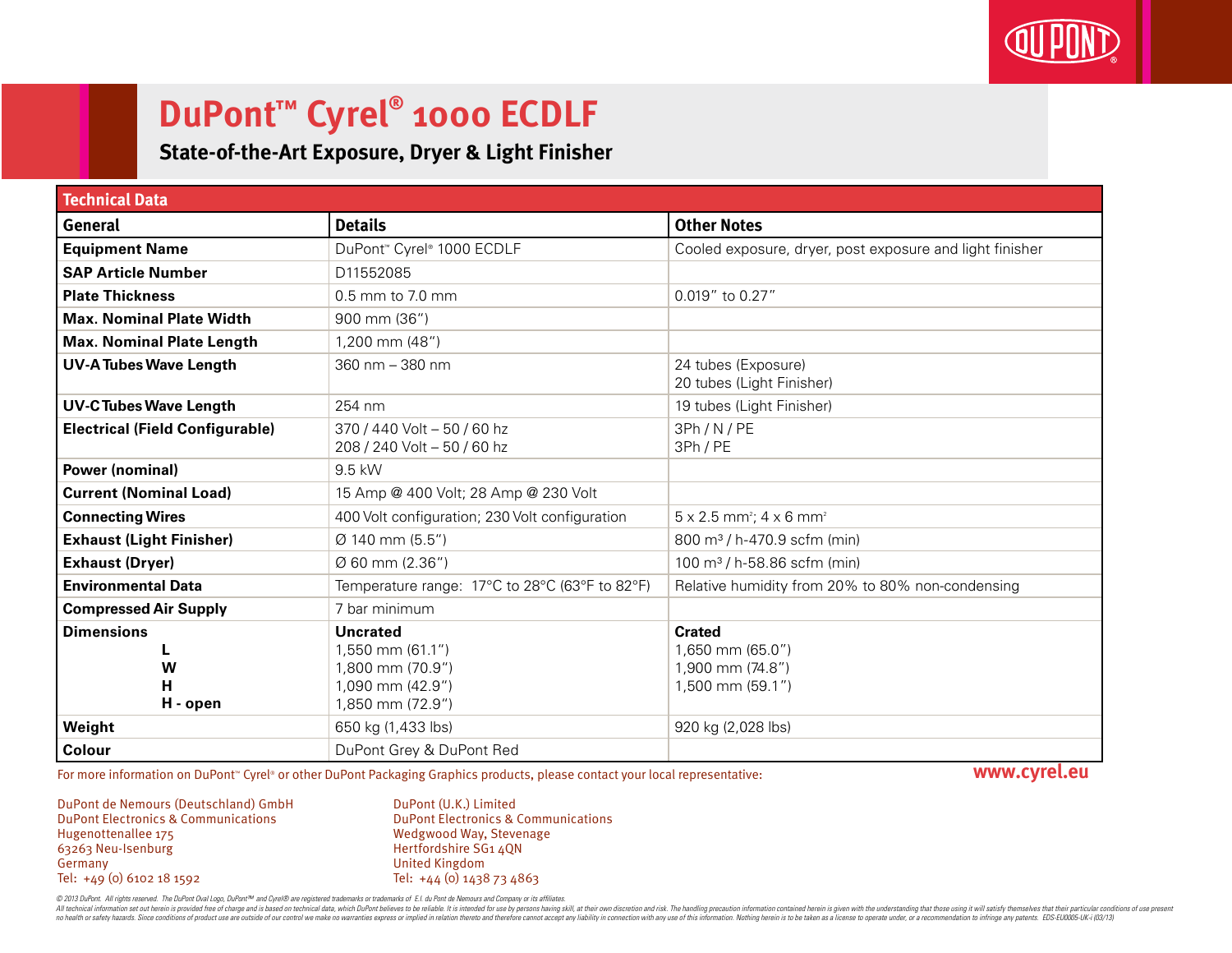# DuPont™ Cyrel® 1000 ECDLF

## State-of-the-Art Exposure, Dryer & Light Finisher

| Technical Data | | |
|---|---|---|
| **General** | **Details** | **Other Notes** |
| **Equipment Name** | DuPont™ Cyrel® 1000 ECDLF | Cooled exposure, dryer, post exposure and light finisher |
| **SAP Article Number** | D11552085 | |
| **Plate Thickness** | 0.5 mm to 7.0 mm | 0.019" to 0.27" |
| **Max. Nominal Plate Width** | 900 mm (36") | |
| **Max. Nominal Plate Length** | 1,200 mm (48") | |
| **UV-A Tubes Wave Length** | 360 nm – 380 nm | 24 tubes (Exposure)<br>20 tubes (Light Finisher) |
| **UV-C Tubes Wave Length** | 254 nm | 19 tubes (Light Finisher) |
| **Electrical (Field Configurable)** | 370 / 440 Volt – 50 / 60 hz<br>208 / 240 Volt – 50 / 60 hz | 3Ph / N / PE<br>3Ph / PE |
| **Power (nominal)** | 9.5 kW | |
| **Current (Nominal Load)** | 15 Amp @ 400 Volt; 28 Amp @ 230 Volt | |
| **Connecting Wires** | 400 Volt configuration; 230 Volt configuration | 5 x 2.5 $mm^2$; 4 x 6 $mm^2$ |
| **Exhaust (Light Finisher)** | Ø 140 mm (5.5") | 800 $m^3$ / h-470.9 scfm (min) |
| **Exhaust (Dryer)** | Ø 60 mm (2.36") | 100 $m^3$ / h-58.86 scfm (min) |
| **Environmental Data** | Temperature range: 17°C to 28°C (63°F to 82°F) | Relative humidity from 20% to 80% non-condensing |
| **Compressed Air Supply** | 7 bar minimum | |
| **Dimensions** | **Uncrated** | **Crated** |
| **L** | 1,550 mm (61.1") | 1,650 mm (65.0") |
| **W** | 1,800 mm (70.9") | 1,900 mm (74.8") |
| **H** | 1,090 mm (42.9") | 1,500 mm (59.1") |
| **H - open** | 1,850 mm (72.9") | |
| **Weight** | 650 kg (1,433 lbs) | 920 kg (2,028 lbs) |
| **Colour** | DuPont Grey & DuPont Red | |

For more information on DuPont™ Cyrel® or other DuPont Packaging Graphics products, please contact your local representative:

**www.cyrel.eu**

DuPont de Nemours (Deutschland) GmbH
DuPont Electronics & Communications
Hugenottenallee 175
63263 Neu-Isenburg
Germany
Tel: +49 (0) 6102 18 1592

DuPont (U.K.) Limited
DuPont Electronics & Communications
Wedgwood Way, Stevenage
Hertfordshire SG1 4QN
United Kingdom
Tel: +44 (0) 1438 73 4863

*© 2013 DuPont. All rights reserved. The DuPont Oval Logo, DuPont™ and Cyrel® are registered trademarks or trademarks of E.I. du Pont de Nemours and Company or its affiliates.*
*All technical information set out herein is provided free of charge and is based on technical data, which DuPont believes to be reliable. It is intended for use by persons having skill, at their own discretion and risk. The handling precaution information contained herein is given with the understanding that those using it will satisfy themselves that their particular conditions of use present no health or safety hazards. Since conditions of product use are outside of our control we make no warranties express or implied in relation thereto and therefore cannot accept any liability in connection with any use of this information. Nothing herein is to be taken as a license to operate under, or a recommendation to infringe any patents. EDS-EU0005-UK-i (03/13)*